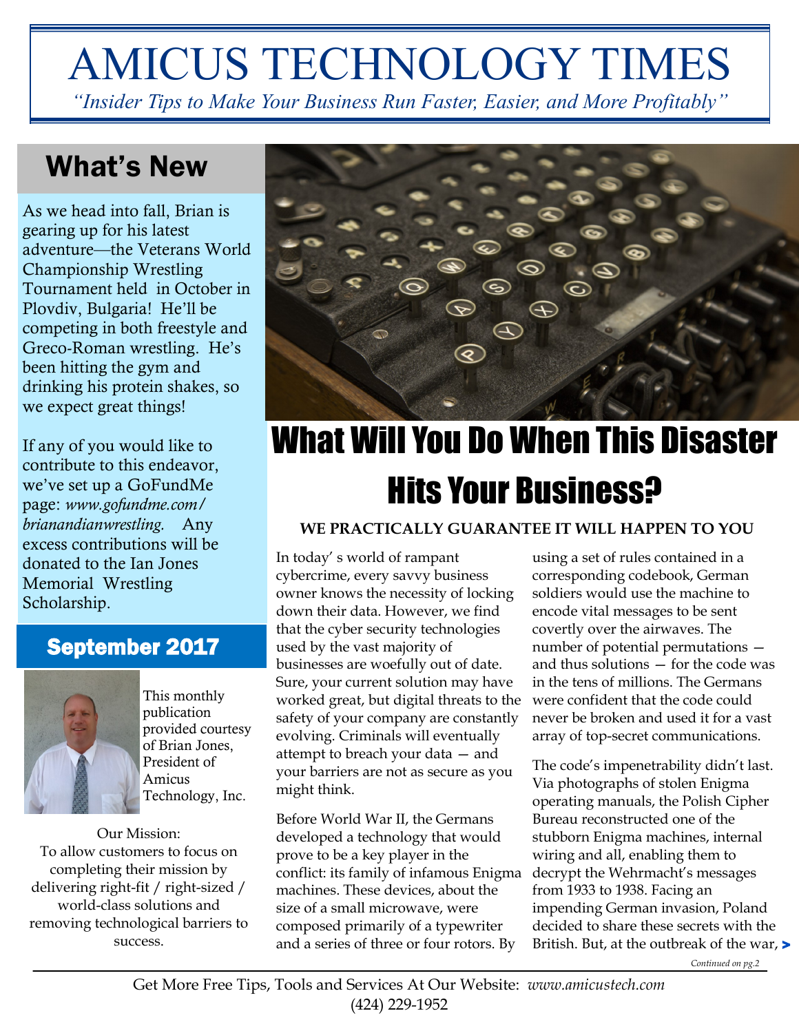# AMICUS TECHNOLOGY TIMES

*"Insider Tips to Make Your Business Run Faster, Easier, and More Profitably"*

## What's New

As we head into fall, Brian is gearing up for his latest adventure—the Veterans World Championship Wrestling Tournament held in October in Plovdiv, Bulgaria! He'll be competing in both freestyle and Greco-Roman wrestling. He's been hitting the gym and drinking his protein shakes, so we expect great things!

If any of you would like to contribute to this endeavor, we've set up a GoFundMe page: *www.gofundme.com/brianandianwrestling.* Any excess contributions will be donated to the Ian Jones Memorial Wrestling Scholarship.

## September 2017

This monthly publication provided courtesy of Brian Jones, President of Amicus Technology, Inc.

Our Mission:
To allow customers to focus on completing their mission by delivering right-fit / right-sized / world-class solutions and removing technological barriers to success.

# What Will You Do When This Disaster Hits Your Business?

**WE PRACTICALLY GUARANTEE IT WILL HAPPEN TO YOU**

In today' s world of rampant cybercrime, every savvy business owner knows the necessity of locking down their data. However, we find that the cyber security technologies used by the vast majority of businesses are woefully out of date. Sure, your current solution may have worked great, but digital threats to the safety of your company are constantly evolving. Criminals will eventually attempt to breach your data — and your barriers are not as secure as you might think.

Before World War II, the Germans developed a technology that would prove to be a key player in the conflict: its family of infamous Enigma machines. These devices, about the size of a small microwave, were composed primarily of a typewriter and a series of three or four rotors. By using a set of rules contained in a corresponding codebook, German soldiers would use the machine to encode vital messages to be sent covertly over the airwaves. The number of potential permutations — and thus solutions — for the code was in the tens of millions. The Germans were confident that the code could never be broken and used it for a vast array of top-secret communications.

The code's impenetrability didn't last. Via photographs of stolen Enigma operating manuals, the Polish Cipher Bureau reconstructed one of the stubborn Enigma machines, internal wiring and all, enabling them to decrypt the Wehrmacht's messages from 1933 to 1938. Facing an impending German invasion, Poland decided to share these secrets with the British. But, at the outbreak of the war,

*Continued on pg.2*

Get More Free Tips, Tools and Services At Our Website: *www.amicustech.com*
(424) 229-1952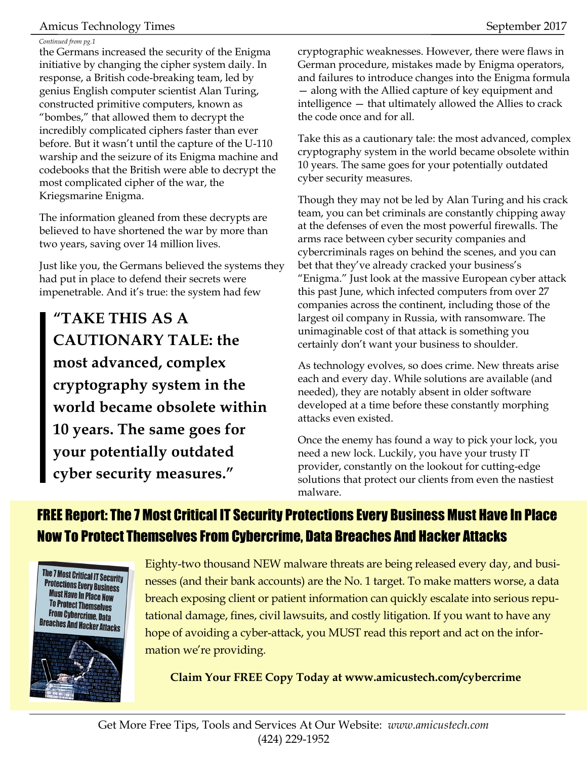*Continued from pg.1*

the Germans increased the security of the Enigma initiative by changing the cipher system daily. In response, a British code-breaking team, led by genius English computer scientist Alan Turing, constructed primitive computers, known as "bombes," that allowed them to decrypt the incredibly complicated ciphers faster than ever before. But it wasn't until the capture of the U-110 warship and the seizure of its Enigma machine and codebooks that the British were able to decrypt the most complicated cipher of the war, the Kriegsmarine Enigma.

The information gleaned from these decrypts are believed to have shortened the war by more than two years, saving over 14 million lives.

Just like you, the Germans believed the systems they had put in place to defend their secrets were impenetrable. And it's true: the system had few cryptographic weaknesses. However, there were flaws in German procedure, mistakes made by Enigma operators, and failures to introduce changes into the Enigma formula — along with the Allied capture of key equipment and intelligence — that ultimately allowed the Allies to crack the code once and for all.

> **"TAKE THIS AS A CAUTIONARY TALE: the most advanced, complex cryptography system in the world became obsolete within 10 years. The same goes for your potentially outdated cyber security measures."**

Take this as a cautionary tale: the most advanced, complex cryptography system in the world became obsolete within 10 years. The same goes for your potentially outdated cyber security measures.

Though they may not be led by Alan Turing and his crack team, you can bet criminals are constantly chipping away at the defenses of even the most powerful firewalls. The arms race between cyber security companies and cybercriminals rages on behind the scenes, and you can bet that they've already cracked your business's "Enigma." Just look at the massive European cyber attack this past June, which infected computers from over 27 companies across the continent, including those of the largest oil company in Russia, with ransomware. The unimaginable cost of that attack is something you certainly don't want your business to shoulder.

As technology evolves, so does crime. New threats arise each and every day. While solutions are available (and needed), they are notably absent in older software developed at a time before these constantly morphing attacks even existed.

Once the enemy has found a way to pick your lock, you need a new lock. Luckily, you have your trusty IT provider, constantly on the lookout for cutting-edge solutions that protect our clients from even the nastiest malware.

## FREE Report: The 7 Most Critical IT Security Protections Every Business Must Have In Place Now To Protect Themselves From Cybercrime, Data Breaches And Hacker Attacks

The 7 Most Critical IT Security Protections Every Business Must Have In Place Now To Protect Themselves From Cybercrime, Data Breaches And Hacker Attacks

Eighty-two thousand NEW malware threats are being released every day, and businesses (and their bank accounts) are the No. 1 target. To make matters worse, a data breach exposing client or patient information can quickly escalate into serious reputational damage, fines, civil lawsuits, and costly litigation. If you want to have any hope of avoiding a cyber-attack, you MUST read this report and act on the information we're providing.

**Claim Your FREE Copy Today at www.amicustech.com/cybercrime**

Get More Free Tips, Tools and Services At Our Website: *www.amicustech.com*
(424) 229-1952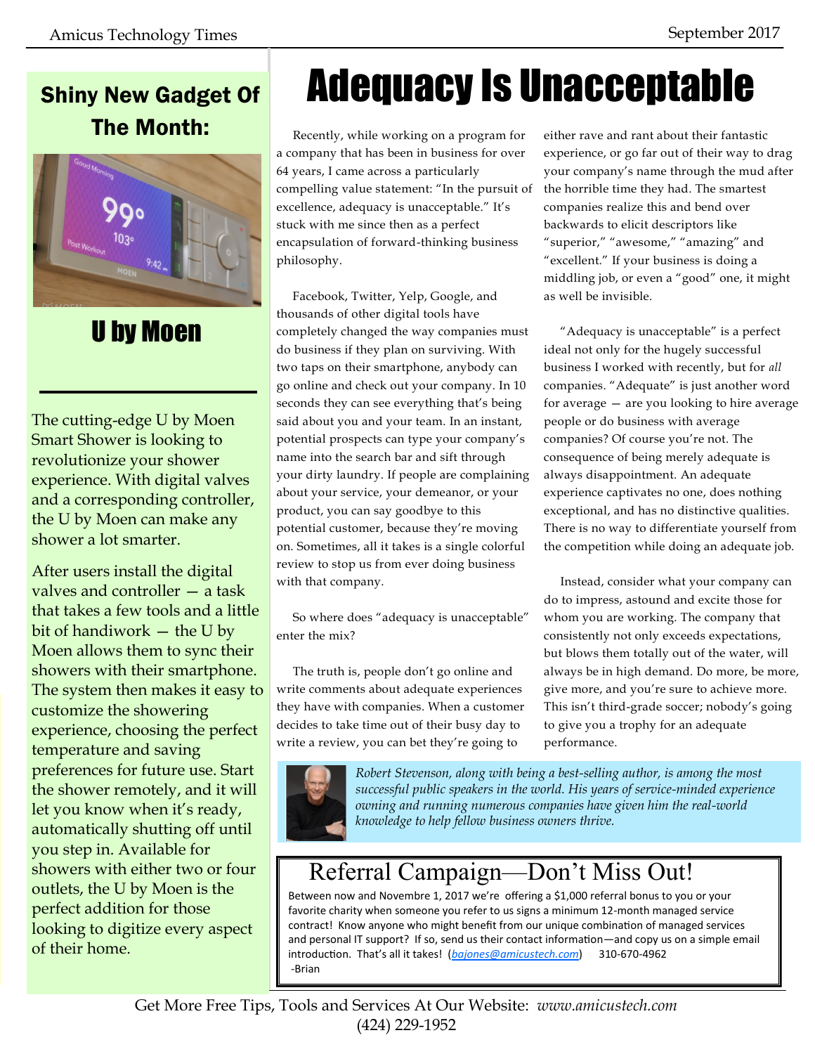## Shiny New Gadget Of The Month:

## U by Moen

The cutting-edge U by Moen Smart Shower is looking to revolutionize your shower experience. With digital valves and a corresponding controller, the U by Moen can make any shower a lot smarter.

After users install the digital valves and controller — a task that takes a few tools and a little bit of handiwork — the U by Moen allows them to sync their showers with their smartphone. The system then makes it easy to customize the showering experience, choosing the perfect temperature and saving preferences for future use. Start the shower remotely, and it will let you know when it's ready, automatically shutting off until you step in. Available for showers with either two or four outlets, the U by Moen is the perfect addition for those looking to digitize every aspect of their home.

# Adequacy Is Unacceptable

Recently, while working on a program for a company that has been in business for over 64 years, I came across a particularly compelling value statement: "In the pursuit of excellence, adequacy is unacceptable." It's stuck with me since then as a perfect encapsulation of forward-thinking business philosophy.

Facebook, Twitter, Yelp, Google, and thousands of other digital tools have completely changed the way companies must do business if they plan on surviving. With two taps on their smartphone, anybody can go online and check out your company. In 10 seconds they can see everything that's being said about you and your team. In an instant, potential prospects can type your company's name into the search bar and sift through your dirty laundry. If people are complaining about your service, your demeanor, or your product, you can say goodbye to this potential customer, because they're moving on. Sometimes, all it takes is a single colorful review to stop us from ever doing business with that company.

So where does "adequacy is unacceptable" enter the mix?

The truth is, people don't go online and write comments about adequate experiences they have with companies. When a customer decides to take time out of their busy day to write a review, you can bet they're going to either rave and rant about their fantastic experience, or go far out of their way to drag your company's name through the mud after the horrible time they had. The smartest companies realize this and bend over backwards to elicit descriptors like "superior," "awesome," "amazing" and "excellent." If your business is doing a middling job, or even a "good" one, it might as well be invisible.

"Adequacy is unacceptable" is a perfect ideal not only for the hugely successful business I worked with recently, but for *all* companies. "Adequate" is just another word for average — are you looking to hire average people or do business with average companies? Of course you're not. The consequence of being merely adequate is always disappointment. An adequate experience captivates no one, does nothing exceptional, and has no distinctive qualities. There is no way to differentiate yourself from the competition while doing an adequate job.

Instead, consider what your company can do to impress, astound and excite those for whom you are working. The company that consistently not only exceeds expectations, but blows them totally out of the water, will always be in high demand. Do more, be more, give more, and you're sure to achieve more. This isn't third-grade soccer; nobody's going to give you a trophy for an adequate performance.

*Robert Stevenson, along with being a best-selling author, is among the most successful public speakers in the world. His years of service-minded experience owning and running numerous companies have given him the real-world knowledge to help fellow business owners thrive.*

## Referral Campaign—Don't Miss Out!

Between now and Novembre 1, 2017 we're offering a $1,000 referral bonus to you or your favorite charity when someone you refer to us signs a minimum 12-month managed service contract! Know anyone who might benefit from our unique combination of managed services and personal IT support? If so, send us their contact information—and copy us on a simple email introduction. That's all it takes! (*bajones@amicustech.com*) 310-670-4962
-Brian

Get More Free Tips, Tools and Services At Our Website: *www.amicustech.com*
(424) 229-1952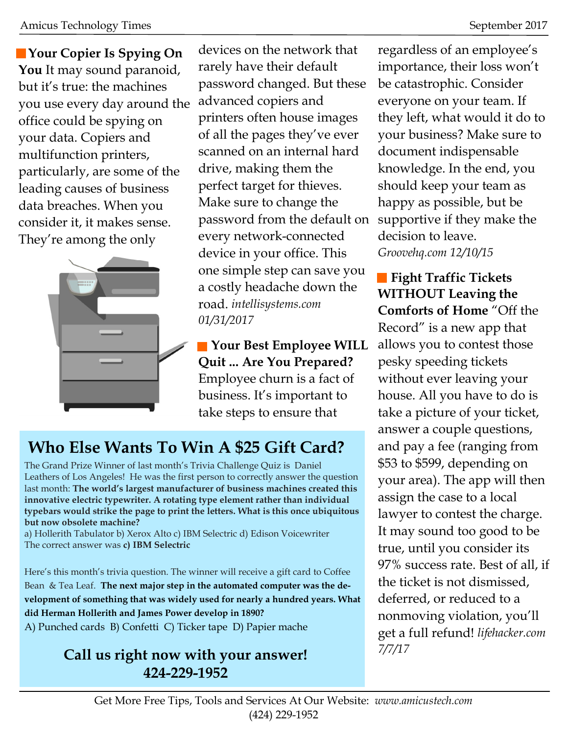**Your Copier Is Spying On You** It may sound paranoid, but it's true: the machines you use every day around the office could be spying on your data. Copiers and multifunction printers, particularly, are some of the leading causes of business data breaches. When you consider it, it makes sense. They're among the only devices on the network that rarely have their default password changed. But these advanced copiers and printers often house images of all the pages they've ever scanned on an internal hard drive, making them the perfect target for thieves. Make sure to change the password from the default on every network-connected device in your office. This one simple step can save you a costly headache down the road. *intellisystems.com 01/31/2017*

**Your Best Employee WILL Quit ... Are You Prepared?** Employee churn is a fact of business. It's important to take steps to ensure that regardless of an employee's importance, their loss won't be catastrophic. Consider everyone on your team. If they left, what would it do to your business? Make sure to document indispensable knowledge. In the end, you should keep your team as happy as possible, but be supportive if they make the decision to leave. *Groovehq.com 12/10/15*

**Fight Traffic Tickets WITHOUT Leaving the Comforts of Home** "Off the Record" is a new app that allows you to contest those pesky speeding tickets without ever leaving your house. All you have to do is take a picture of your ticket, answer a couple questions, and pay a fee (ranging from $53 to $599, depending on your area). The app will then assign the case to a local lawyer to contest the charge. It may sound too good to be true, until you consider its 97% success rate. Best of all, if the ticket is not dismissed, deferred, or reduced to a nonmoving violation, you'll get a full refund! *lifehacker.com 7/7/17*

## Who Else Wants To Win A $25 Gift Card?

The Grand Prize Winner of last month's Trivia Challenge Quiz is Daniel Leathers of Los Angeles! He was the first person to correctly answer the question last month: **The world's largest manufacturer of business machines created this innovative electric typewriter. A rotating type element rather than individual typebars would strike the page to print the letters. What is this once ubiquitous but now obsolete machine?**

a) Hollerith Tabulator b) Xerox Alto c) IBM Selectric d) Edison Voicewriter

The correct answer was **c) IBM Selectric**

Here's this month's trivia question. The winner will receive a gift card to Coffee Bean & Tea Leaf. **The next major step in the automated computer was the development of something that was widely used for nearly a hundred years. What did Herman Hollerith and James Power develop in 1890?**

A) Punched cards B) Confetti C) Ticker tape D) Papier mache

**Call us right now with your answer! 424-229-1952**

Get More Free Tips, Tools and Services At Our Website: *www.amicustech.com*
(424) 229-1952